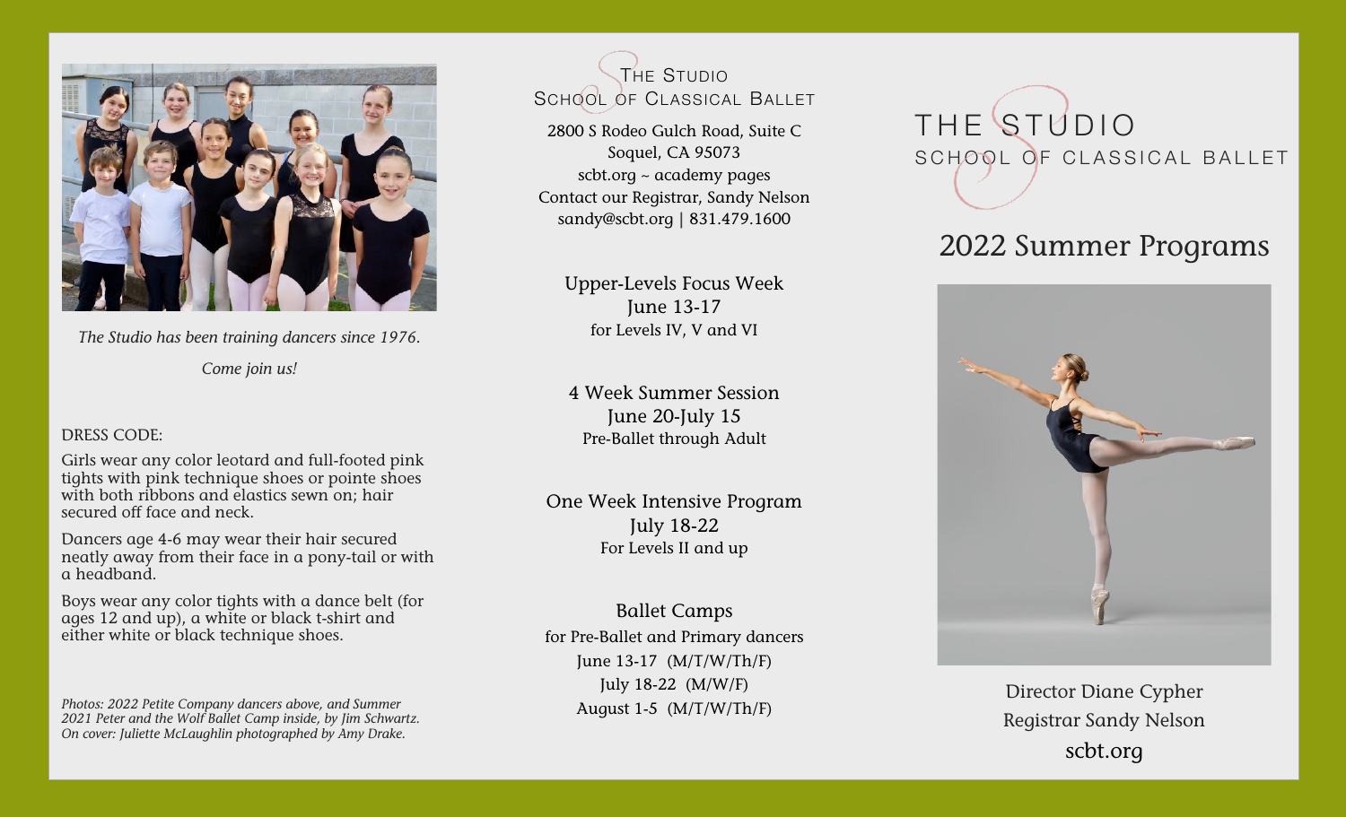*The Studio has been training dancers since 1976.*

*Come join us!*

DRESS CODE:

Girls wear any color leotard and full-footed pink tights with pink technique shoes or pointe shoes with both ribbons and elastics sewn on; hair secured off face and neck.

Dancers age 4-6 may wear their hair secured neatly away from their face in a pony-tail or with a headband.

Boys wear any color tights with a dance belt (for ages 12 and up), a white or black t-shirt and either white or black technique shoes.

*Photos: 2022 Petite Company dancers above, and Summer 2021 Peter and the Wolf Ballet Camp inside, by Jim Schwartz. On cover: Juliette McLaughlin photographed by Amy Drake.*

THE STUDIO
SCHOOL OF CLASSICAL BALLET

2800 S Rodeo Gulch Road, Suite C
Soquel, CA 95073
scbt.org ~ academy pages
Contact our Registrar, Sandy Nelson
sandy@scbt.org | 831.479.1600

Upper-Levels Focus Week
June 13-17
for Levels IV, V and VI

4 Week Summer Session
June 20-July 15
Pre-Ballet through Adult

One Week Intensive Program
July 18-22
For Levels II and up

Ballet Camps
for Pre-Ballet and Primary dancers
June 13-17 (M/T/W/Th/F)
July 18-22 (M/W/F)
August 1-5 (M/T/W/Th/F)

# THE STUDIO
## SCHOOL OF CLASSICAL BALLET

## 2022 Summer Programs

Director Diane Cypher
Registrar Sandy Nelson
scbt.org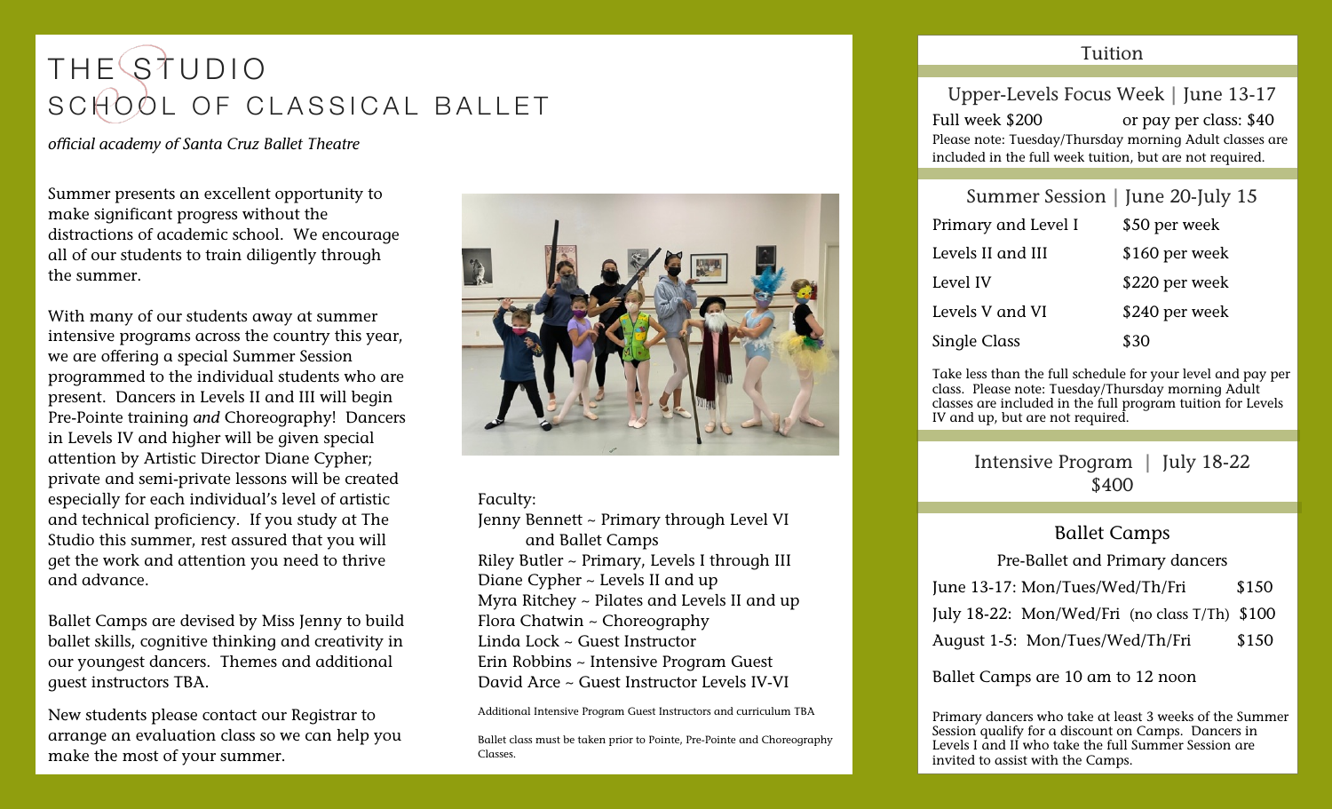# THE STUDIO
## SCHOOL OF CLASSICAL BALLET

*official academy of Santa Cruz Ballet Theatre*

Summer presents an excellent opportunity to make significant progress without the distractions of academic school. We encourage all of our students to train diligently through the summer.

With many of our students away at summer intensive programs across the country this year, we are offering a special Summer Session programmed to the individual students who are present. Dancers in Levels II and III will begin Pre-Pointe training *and* Choreography! Dancers in Levels IV and higher will be given special attention by Artistic Director Diane Cypher; private and semi-private lessons will be created especially for each individual's level of artistic and technical proficiency. If you study at The Studio this summer, rest assured that you will get the work and attention you need to thrive and advance.

Ballet Camps are devised by Miss Jenny to build ballet skills, cognitive thinking and creativity in our youngest dancers. Themes and additional guest instructors TBA.

New students please contact our Registrar to arrange an evaluation class so we can help you make the most of your summer.

Faculty:
Jenny Bennett ~ Primary through Level VI and Ballet Camps
Riley Butler ~ Primary, Levels I through III
Diane Cypher ~ Levels II and up
Myra Ritchey ~ Pilates and Levels II and up
Flora Chatwin ~ Choreography
Linda Lock ~ Guest Instructor
Erin Robbins ~ Intensive Program Guest
David Arce ~ Guest Instructor Levels IV-VI

Additional Intensive Program Guest Instructors and curriculum TBA

Ballet class must be taken prior to Pointe, Pre-Pointe and Choreography Classes.

## Tuition

### Upper-Levels Focus Week | June 13-17

Full week $200 or pay per class: $40

Please note: Tuesday/Thursday morning Adult classes are included in the full week tuition, but are not required.

### Summer Session | June 20-July 15

| | |
|---|---|
| Primary and Level I | $50 per week |
| Levels II and III | $160 per week |
| Level IV | $220 per week |
| Levels V and VI | $240 per week |
| Single Class | $30 |

Take less than the full schedule for your level and pay per class. Please note: Tuesday/Thursday morning Adult classes are included in the full program tuition for Levels IV and up, but are not required.

### Intensive Program | July 18-22
$400

### Ballet Camps

Pre-Ballet and Primary dancers

| | |
|---|---|
| June 13-17: Mon/Tues/Wed/Th/Fri | $150 |
| July 18-22: Mon/Wed/Fri (no class T/Th) | $100 |
| August 1-5: Mon/Tues/Wed/Th/Fri | $150 |

Ballet Camps are 10 am to 12 noon

Primary dancers who take at least 3 weeks of the Summer Session qualify for a discount on Camps. Dancers in Levels I and II who take the full Summer Session are invited to assist with the Camps.